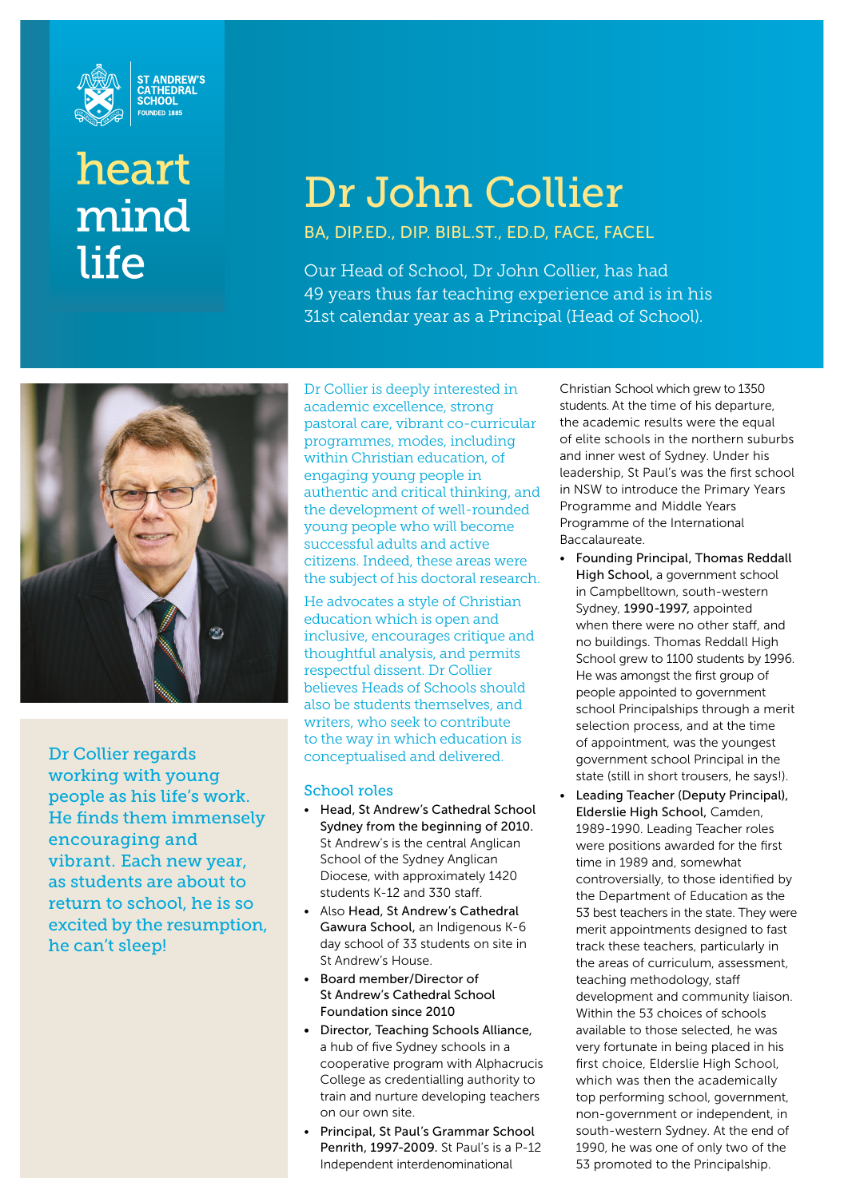ST ANDREW'S CATHEDRAL SCHOOL
FOUNDED 1885

heart
mind
life

# Dr John Collier

BA, DIP.ED., DIP. BIBL.ST., ED.D, FACE, FACEL

Our Head of School, Dr John Collier, has had 49 years thus far teaching experience and is in his 31st calendar year as a Principal (Head of School).

Dr Collier regards working with young people as his life's work. He finds them immensely encouraging and vibrant. Each new year, as students are about to return to school, he is so excited by the resumption, he can't sleep!

Dr Collier is deeply interested in academic excellence, strong pastoral care, vibrant co-curricular programmes, modes, including within Christian education, of engaging young people in authentic and critical thinking, and the development of well-rounded young people who will become successful adults and active citizens. Indeed, these areas were the subject of his doctoral research.

He advocates a style of Christian education which is open and inclusive, encourages critique and thoughtful analysis, and permits respectful dissent. Dr Collier believes Heads of Schools should also be students themselves, and writers, who seek to contribute to the way in which education is conceptualised and delivered.

## School roles

- **Head, St Andrew's Cathedral School Sydney from the beginning of 2010.** St Andrew's is the central Anglican School of the Sydney Anglican Diocese, with approximately 1420 students K-12 and 330 staff.
- Also **Head, St Andrew's Cathedral Gawura School,** an Indigenous K-6 day school of 33 students on site in St Andrew's House.
- **Board member/Director of St Andrew's Cathedral School Foundation since 2010**
- **Director, Teaching Schools Alliance,** a hub of five Sydney schools in a cooperative program with Alphacrucis College as credentialling authority to train and nurture developing teachers on our own site.
- **Principal, St Paul's Grammar School Penrith, 1997-2009.** St Paul's is a P-12 Independent interdenominational Christian School which grew to 1350 students. At the time of his departure, the academic results were the equal of elite schools in the northern suburbs and inner west of Sydney. Under his leadership, St Paul's was the first school in NSW to introduce the Primary Years Programme and Middle Years Programme of the International Baccalaureate.
- **Founding Principal, Thomas Reddall High School,** a government school in Campbelltown, south-western Sydney, **1990-1997,** appointed when there were no other staff, and no buildings. Thomas Reddall High School grew to 1100 students by 1996. He was amongst the first group of people appointed to government school Principalships through a merit selection process, and at the time of appointment, was the youngest government school Principal in the state (still in short trousers, he says!).
- **Leading Teacher (Deputy Principal), Elderslie High School,** Camden, 1989-1990. Leading Teacher roles were positions awarded for the first time in 1989 and, somewhat controversially, to those identified by the Department of Education as the 53 best teachers in the state. They were merit appointments designed to fast track these teachers, particularly in the areas of curriculum, assessment, teaching methodology, staff development and community liaison. Within the 53 choices of schools available to those selected, he was very fortunate in being placed in his first choice, Elderslie High School, which was then the academically top performing school, government, non-government or independent, in south-western Sydney. At the end of 1990, he was one of only two of the 53 promoted to the Principalship.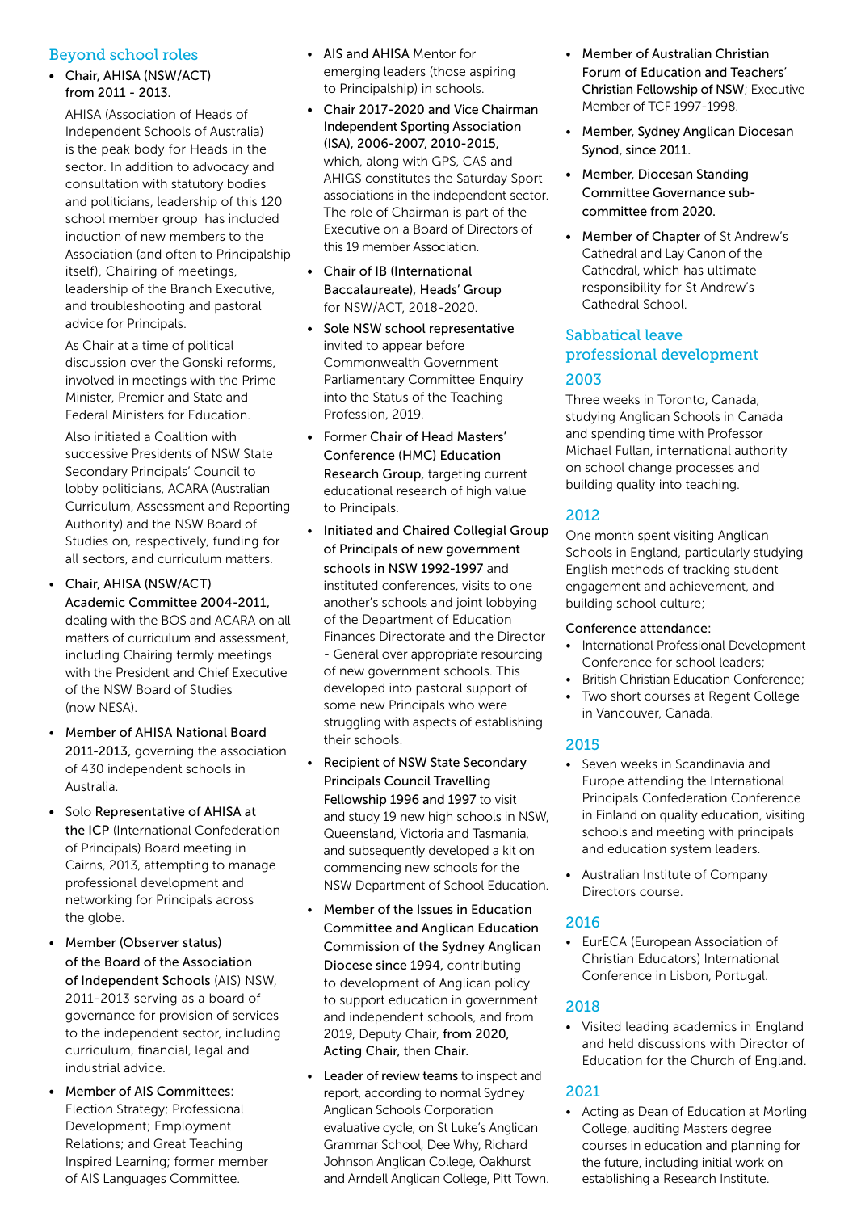## Beyond school roles

- **Chair, AHISA (NSW/ACT) from 2011 - 2013.**

  AHISA (Association of Heads of Independent Schools of Australia) is the peak body for Heads in the sector. In addition to advocacy and consultation with statutory bodies and politicians, leadership of this 120 school member group has included induction of new members to the Association (and often to Principalship itself), Chairing of meetings, leadership of the Branch Executive, and troubleshooting and pastoral advice for Principals.

  As Chair at a time of political discussion over the Gonski reforms, involved in meetings with the Prime Minister, Premier and State and Federal Ministers for Education.

  Also initiated a Coalition with successive Presidents of NSW State Secondary Principals' Council to lobby politicians, ACARA (Australian Curriculum, Assessment and Reporting Authority) and the NSW Board of Studies on, respectively, funding for all sectors, and curriculum matters.

- **Chair, AHISA (NSW/ACT) Academic Committee 2004-2011,** dealing with the BOS and ACARA on all matters of curriculum and assessment, including Chairing termly meetings with the President and Chief Executive of the NSW Board of Studies (now NESA).

- **Member of AHISA National Board 2011-2013,** governing the association of 430 independent schools in Australia.

- Solo **Representative of AHISA at the ICP** (International Confederation of Principals) Board meeting in Cairns, 2013, attempting to manage professional development and networking for Principals across the globe.

- **Member (Observer status) of the Board of the Association of Independent Schools** (AIS) NSW, 2011-2013 serving as a board of governance for provision of services to the independent sector, including curriculum, financial, legal and industrial advice.

- **Member of AIS Committees**: Election Strategy; Professional Development; Employment Relations; and Great Teaching Inspired Learning; former member of AIS Languages Committee.

- **AIS and AHISA** Mentor for emerging leaders (those aspiring to Principalship) in schools.

- **Chair 2017-2020 and Vice Chairman Independent Sporting Association (ISA), 2006-2007, 2010-2015,** which, along with GPS, CAS and AHIGS constitutes the Saturday Sport associations in the independent sector. The role of Chairman is part of the Executive on a Board of Directors of this 19 member Association.

- **Chair of IB (International Baccalaureate), Heads' Group** for NSW/ACT, 2018-2020.

- **Sole NSW school representative** invited to appear before Commonwealth Government Parliamentary Committee Enquiry into the Status of the Teaching Profession, 2019.

- Former **Chair of Head Masters' Conference (HMC) Education Research Group,** targeting current educational research of high value to Principals.

- **Initiated and Chaired Collegial Group of Principals of new government schools in NSW 1992-1997** and instituted conferences, visits to one another's schools and joint lobbying of the Department of Education Finances Directorate and the Director - General over appropriate resourcing of new government schools. This developed into pastoral support of some new Principals who were struggling with aspects of establishing their schools.

- **Recipient of NSW State Secondary Principals Council Travelling Fellowship 1996 and 1997** to visit and study 19 new high schools in NSW, Queensland, Victoria and Tasmania, and subsequently developed a kit on commencing new schools for the NSW Department of School Education.

- **Member of the Issues in Education Committee and Anglican Education Commission of the Sydney Anglican Diocese since 1994,** contributing to development of Anglican policy to support education in government and independent schools, and from 2019, Deputy Chair, **from 2020, Acting Chair,** then **Chair.**

- **Leader of review teams** to inspect and report, according to normal Sydney Anglican Schools Corporation evaluative cycle, on St Luke's Anglican Grammar School, Dee Why, Richard Johnson Anglican College, Oakhurst and Arndell Anglican College, Pitt Town.

- **Member of Australian Christian Forum of Education and Teachers' Christian Fellowship of NSW**; Executive Member of TCF 1997-1998.

- **Member, Sydney Anglican Diocesan Synod, since 2011.**

- **Member, Diocesan Standing Committee Governance sub-committee from 2020.**

- **Member of Chapter** of St Andrew's Cathedral and Lay Canon of the Cathedral, which has ultimate responsibility for St Andrew's Cathedral School.

## Sabbatical leave professional development

### 2003

Three weeks in Toronto, Canada, studying Anglican Schools in Canada and spending time with Professor Michael Fullan, international authority on school change processes and building quality into teaching.

### 2012

One month spent visiting Anglican Schools in England, particularly studying English methods of tracking student engagement and achievement, and building school culture;

Conference attendance:

- International Professional Development Conference for school leaders;
- British Christian Education Conference;
- Two short courses at Regent College in Vancouver, Canada.

### 2015

- Seven weeks in Scandinavia and Europe attending the International Principals Confederation Conference in Finland on quality education, visiting schools and meeting with principals and education system leaders.

- Australian Institute of Company Directors course.

### 2016

- EurECA (European Association of Christian Educators) International Conference in Lisbon, Portugal.

### 2018

- Visited leading academics in England and held discussions with Director of Education for the Church of England.

### 2021

- Acting as Dean of Education at Morling College, auditing Masters degree courses in education and planning for the future, including initial work on establishing a Research Institute.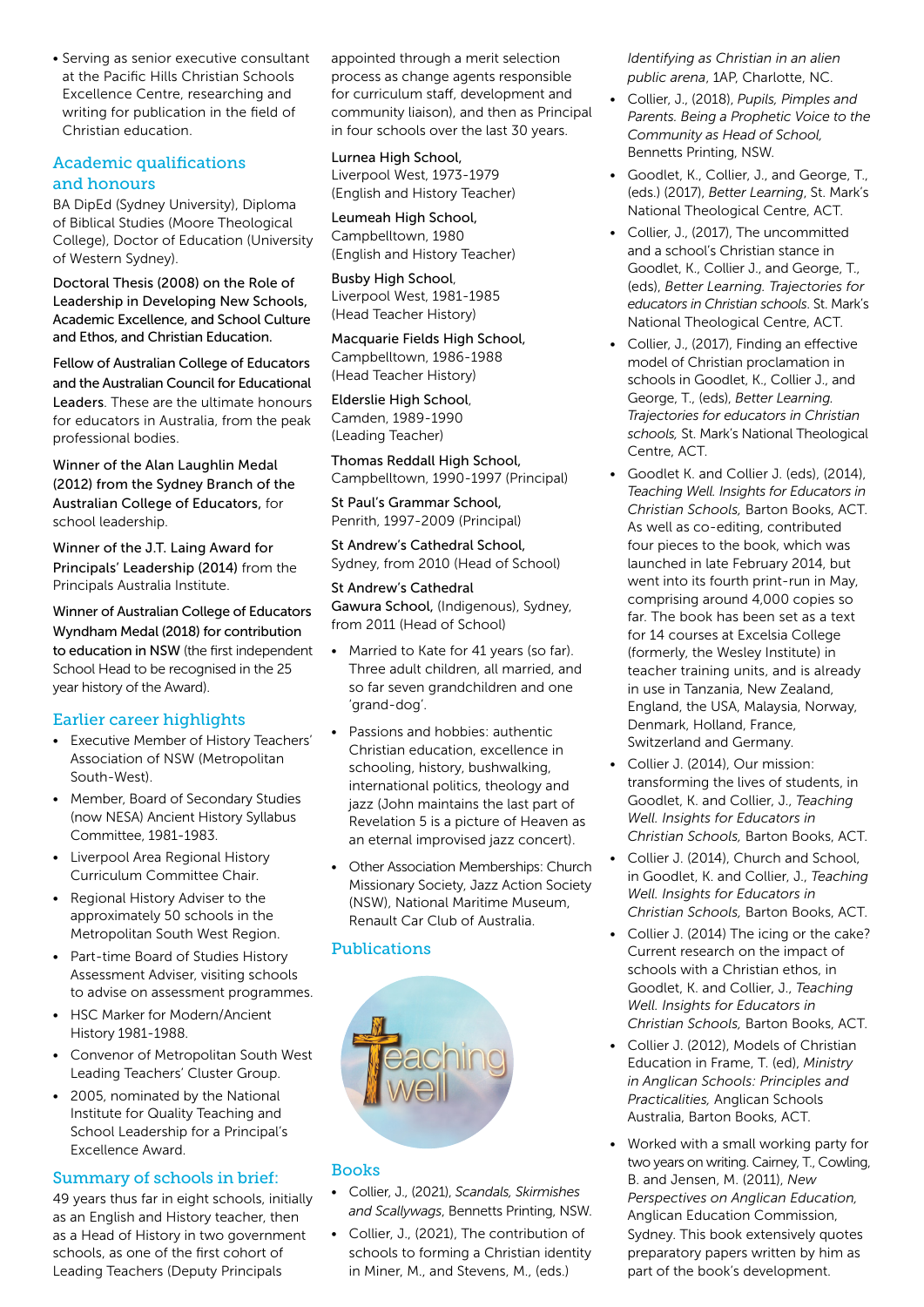- Serving as senior executive consultant at the Pacific Hills Christian Schools Excellence Centre, researching and writing for publication in the field of Christian education.

## Academic qualifications and honours

BA DipEd (Sydney University), Diploma of Biblical Studies (Moore Theological College), Doctor of Education (University of Western Sydney).

Doctoral Thesis (2008) on the Role of Leadership in Developing New Schools, Academic Excellence, and School Culture and Ethos, and Christian Education.

Fellow of Australian College of Educators and the Australian Council for Educational Leaders. These are the ultimate honours for educators in Australia, from the peak professional bodies.

Winner of the Alan Laughlin Medal (2012) from the Sydney Branch of the Australian College of Educators, for school leadership.

Winner of the J.T. Laing Award for Principals' Leadership (2014) from the Principals Australia Institute.

Winner of Australian College of Educators Wyndham Medal (2018) for contribution to education in NSW (the first independent School Head to be recognised in the 25 year history of the Award).

## Earlier career highlights

- Executive Member of History Teachers' Association of NSW (Metropolitan South-West).
- Member, Board of Secondary Studies (now NESA) Ancient History Syllabus Committee, 1981-1983.
- Liverpool Area Regional History Curriculum Committee Chair.
- Regional History Adviser to the approximately 50 schools in the Metropolitan South West Region.
- Part-time Board of Studies History Assessment Adviser, visiting schools to advise on assessment programmes.
- HSC Marker for Modern/Ancient History 1981-1988.
- Convenor of Metropolitan South West Leading Teachers' Cluster Group.
- 2005, nominated by the National Institute for Quality Teaching and School Leadership for a Principal's Excellence Award.

## Summary of schools in brief:

49 years thus far in eight schools, initially as an English and History teacher, then as a Head of History in two government schools, as one of the first cohort of Leading Teachers (Deputy Principals appointed through a merit selection process as change agents responsible for curriculum staff, development and community liaison), and then as Principal in four schools over the last 30 years.

Lurnea High School,
Liverpool West, 1973-1979
(English and History Teacher)

Leumeah High School,
Campbelltown, 1980
(English and History Teacher)

Busby High School,
Liverpool West, 1981-1985
(Head Teacher History)

Macquarie Fields High School,
Campbelltown, 1986-1988
(Head Teacher History)

Elderslie High School,
Camden, 1989-1990
(Leading Teacher)

Thomas Reddall High School,
Campbelltown, 1990-1997 (Principal)

St Paul's Grammar School,
Penrith, 1997-2009 (Principal)

St Andrew's Cathedral School,
Sydney, from 2010 (Head of School)

St Andrew's Cathedral Gawura School, (Indigenous), Sydney, from 2011 (Head of School)

- Married to Kate for 41 years (so far). Three adult children, all married, and so far seven grandchildren and one 'grand-dog'.
- Passions and hobbies: authentic Christian education, excellence in schooling, history, bushwalking, international politics, theology and jazz (John maintains the last part of Revelation 5 is a picture of Heaven as an eternal improvised jazz concert).
- Other Association Memberships: Church Missionary Society, Jazz Action Society (NSW), National Maritime Museum, Renault Car Club of Australia.

## Publications

### Books

- Collier, J., (2021), *Scandals, Skirmishes and Scallywags*, Bennetts Printing, NSW.
- Collier, J., (2021), The contribution of schools to forming a Christian identity in Miner, M., and Stevens, M., (eds.) *Identifying as Christian in an alien public arena*, 1AP, Charlotte, NC.
- Collier, J., (2018), *Pupils, Pimples and Parents. Being a Prophetic Voice to the Community as Head of School*, Bennetts Printing, NSW.
- Goodlet, K., Collier, J., and George, T., (eds.) (2017), *Better Learning*, St. Mark's National Theological Centre, ACT.
- Collier, J., (2017), The uncommitted and a school's Christian stance in Goodlet, K., Collier J., and George, T., (eds), *Better Learning. Trajectories for educators in Christian schools*. St. Mark's National Theological Centre, ACT.
- Collier, J., (2017), Finding an effective model of Christian proclamation in schools in Goodlet, K., Collier J., and George, T., (eds), *Better Learning. Trajectories for educators in Christian schools*, St. Mark's National Theological Centre, ACT.
- Goodlet K. and Collier J. (eds), (2014), *Teaching Well. Insights for Educators in Christian Schools*, Barton Books, ACT. As well as co-editing, contributed four pieces to the book, which was launched in late February 2014, but went into its fourth print-run in May, comprising around 4,000 copies so far. The book has been set as a text for 14 courses at Excelsia College (formerly, the Wesley Institute) in teacher training units, and is already in use in Tanzania, New Zealand, England, the USA, Malaysia, Norway, Denmark, Holland, France, Switzerland and Germany.
- Collier J. (2014), Our mission: transforming the lives of students, in Goodlet, K. and Collier, J., *Teaching Well. Insights for Educators in Christian Schools*, Barton Books, ACT.
- Collier J. (2014), Church and School, in Goodlet, K. and Collier, J., *Teaching Well. Insights for Educators in Christian Schools*, Barton Books, ACT.
- Collier J. (2014) The icing or the cake? Current research on the impact of schools with a Christian ethos, in Goodlet, K. and Collier, J., *Teaching Well. Insights for Educators in Christian Schools*, Barton Books, ACT.
- Collier J. (2012), Models of Christian Education in Frame, T. (ed), *Ministry in Anglican Schools: Principles and Practicalities*, Anglican Schools Australia, Barton Books, ACT.
- Worked with a small working party for two years on writing. Cairney, T., Cowling, B. and Jensen, M. (2011), *New Perspectives on Anglican Education*, Anglican Education Commission, Sydney. This book extensively quotes preparatory papers written by him as part of the book's development.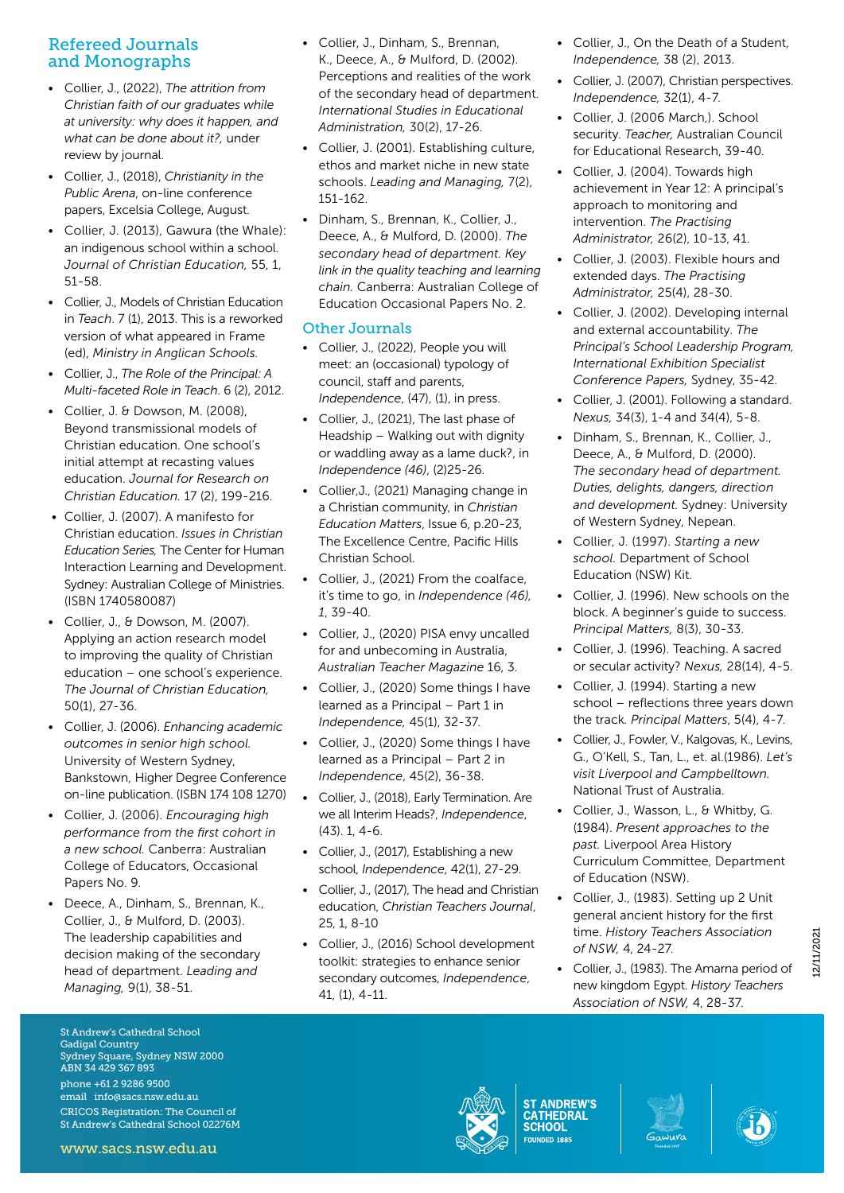## Refereed Journals and Monographs

- Collier, J., (2022), *The attrition from Christian faith of our graduates while at university: why does it happen, and what can be done about it?*, under review by journal.
- Collier, J., (2018), *Christianity in the Public Arena*, on-line conference papers, Excelsia College, August.
- Collier, J. (2013), Gawura (the Whale): an indigenous school within a school. *Journal of Christian Education,* 55, 1, 51-58.
- Collier, J., Models of Christian Education in *Teach*. 7 (1), 2013. This is a reworked version of what appeared in Frame (ed), *Ministry in Anglican Schools*.
- Collier, J., *The Role of the Principal: A Multi-faceted Role in Teach*. 6 (2), 2012.
- Collier, J. & Dowson, M. (2008), Beyond transmissional models of Christian education. One school's initial attempt at recasting values education. *Journal for Research on Christian Education.* 17 (2), 199-216.
- Collier, J. (2007). A manifesto for Christian education. *Issues in Christian Education Series,* The Center for Human Interaction Learning and Development. Sydney: Australian College of Ministries. (ISBN 1740580087)
- Collier, J., & Dowson, M. (2007). Applying an action research model to improving the quality of Christian education – one school's experience. *The Journal of Christian Education,* 50(1), 27-36.
- Collier, J. (2006). *Enhancing academic outcomes in senior high school.* University of Western Sydney, Bankstown, Higher Degree Conference on-line publication. (ISBN 174 108 1270)
- Collier, J. (2006). *Encouraging high performance from the first cohort in a new school.* Canberra: Australian College of Educators, Occasional Papers No. 9.
- Deece, A., Dinham, S., Brennan, K., Collier, J., & Mulford, D. (2003). The leadership capabilities and decision making of the secondary head of department. *Leading and Managing,* 9(1), 38-51.
- Collier, J., Dinham, S., Brennan, K., Deece, A., & Mulford, D. (2002). Perceptions and realities of the work of the secondary head of department. *International Studies in Educational Administration,* 30(2), 17-26.
- Collier, J. (2001). Establishing culture, ethos and market niche in new state schools. *Leading and Managing,* 7(2), 151-162.
- Dinham, S., Brennan, K., Collier, J., Deece, A., & Mulford, D. (2000). *The secondary head of department. Key link in the quality teaching and learning chain.* Canberra: Australian College of Education Occasional Papers No. 2.

## Other Journals

- Collier, J., (2022), People you will meet: an (occasional) typology of council, staff and parents, *Independence*, (47), (1), in press.
- Collier, J., (2021), The last phase of Headship – Walking out with dignity or waddling away as a lame duck?, in *Independence (46)*, (2)25-26.
- Collier,J., (2021) Managing change in a Christian community, in *Christian Education Matters*, Issue 6, p.20-23, The Excellence Centre, Pacific Hills Christian School.
- Collier, J., (2021) From the coalface, it's time to go, in *Independence (46), 1*, 39-40.
- Collier, J., (2020) PISA envy uncalled for and unbecoming in Australia, *Australian Teacher Magazine* 16, 3.
- Collier, J., (2020) Some things I have learned as a Principal – Part 1 in *Independence,* 45(1), 32-37.
- Collier, J., (2020) Some things I have learned as a Principal – Part 2 in *Independence,* 45(2), 36-38.
- Collier, J., (2018), Early Termination. Are we all Interim Heads?, *Independence,* (43). 1, 4-6.
- Collier, J., (2017), Establishing a new school, *Independence,* 42(1), 27-29.
- Collier, J., (2017), The head and Christian education, *Christian Teachers Journal*, 25, 1, 8-10
- Collier, J., (2016) School development toolkit: strategies to enhance senior secondary outcomes, *Independence,* 41, (1), 4-11.
- Collier, J., On the Death of a Student, *Independence,* 38 (2), 2013.
- Collier, J. (2007), Christian perspectives. *Independence,* 32(1), 4-7.
- Collier, J. (2006 March,). School security. *Teacher,* Australian Council for Educational Research, 39-40.
- Collier, J. (2004). Towards high achievement in Year 12: A principal's approach to monitoring and intervention. *The Practising Administrator,* 26(2), 10-13, 41.
- Collier, J. (2003). Flexible hours and extended days. *The Practising Administrator,* 25(4), 28-30.
- Collier, J. (2002). Developing internal and external accountability. *The Principal's School Leadership Program, International Exhibition Specialist Conference Papers,* Sydney, 35-42.
- Collier, J. (2001). Following a standard. *Nexus,* 34(3), 1-4 and 34(4), 5-8.
- Dinham, S., Brennan, K., Collier, J., Deece, A., & Mulford, D. (2000). *The secondary head of department. Duties, delights, dangers, direction and development.* Sydney: University of Western Sydney, Nepean.
- Collier, J. (1997). *Starting a new school.* Department of School Education (NSW) Kit.
- Collier, J. (1996). New schools on the block. A beginner's guide to success. *Principal Matters,* 8(3), 30-33.
- Collier, J. (1996). Teaching. A sacred or secular activity? *Nexus,* 28(14), 4-5.
- Collier, J. (1994). Starting a new school – reflections three years down the track. *Principal Matters*, 5(4), 4-7.
- Collier, J., Fowler, V., Kalgovas, K., Levins, G., O'Kell, S., Tan, L., et. al.(1986). *Let's visit Liverpool and Campbelltown.* National Trust of Australia.
- Collier, J., Wasson, L., & Whitby, G. (1984). *Present approaches to the past.* Liverpool Area History Curriculum Committee, Department of Education (NSW).
- Collier, J., (1983). Setting up 2 Unit general ancient history for the first time. *History Teachers Association of NSW,* 4, 24-27.
- Collier, J., (1983). The Amarna period of new kingdom Egypt. *History Teachers Association of NSW,* 4, 28-37.

12/11/2021

St Andrew's Cathedral School
Gadigal Country
Sydney Square, Sydney NSW 2000
ABN 34 429 367 893

phone +61 2 9286 9500
email info@sacs.nsw.edu.au

CRICOS Registration: The Council of St Andrew's Cathedral School 02276M

www.sacs.nsw.edu.au

ST ANDREW'S CATHEDRAL SCHOOL
FOUNDED 1885